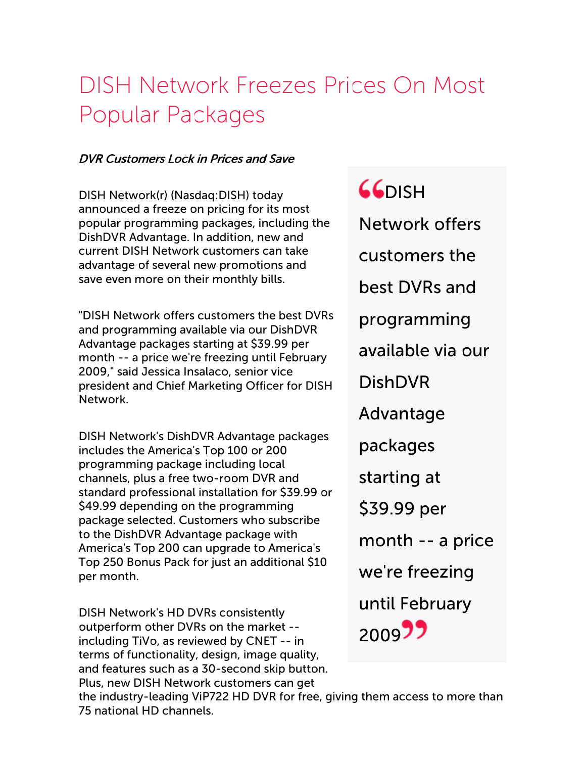# DISH Network Freezes Prices On Most Popular Packages

*DVR Customers Lock in Prices and Save*

DISH Network(r) (Nasdaq:DISH) today announced a freeze on pricing for its most popular programming packages, including the DishDVR Advantage. In addition, new and current DISH Network customers can take advantage of several new promotions and save even more on their monthly bills.

"DISH Network offers customers the best DVRs and programming available via our DishDVR Advantage packages starting at $39.99 per month -- a price we're freezing until February 2009," said Jessica Insalaco, senior vice president and Chief Marketing Officer for DISH Network.

> "DISH Network offers customers the best DVRs and programming available via our DishDVR Advantage packages starting at $39.99 per month -- a price we're freezing until February 2009"

DISH Network's DishDVR Advantage packages includes the America's Top 100 or 200 programming package including local channels, plus a free two-room DVR and standard professional installation for $39.99 or $49.99 depending on the programming package selected. Customers who subscribe to the DishDVR Advantage package with America's Top 200 can upgrade to America's Top 250 Bonus Pack for just an additional $10 per month.

DISH Network's HD DVRs consistently outperform other DVRs on the market -- including TiVo, as reviewed by CNET -- in terms of functionality, design, image quality, and features such as a 30-second skip button. Plus, new DISH Network customers can get the industry-leading ViP722 HD DVR for free, giving them access to more than 75 national HD channels.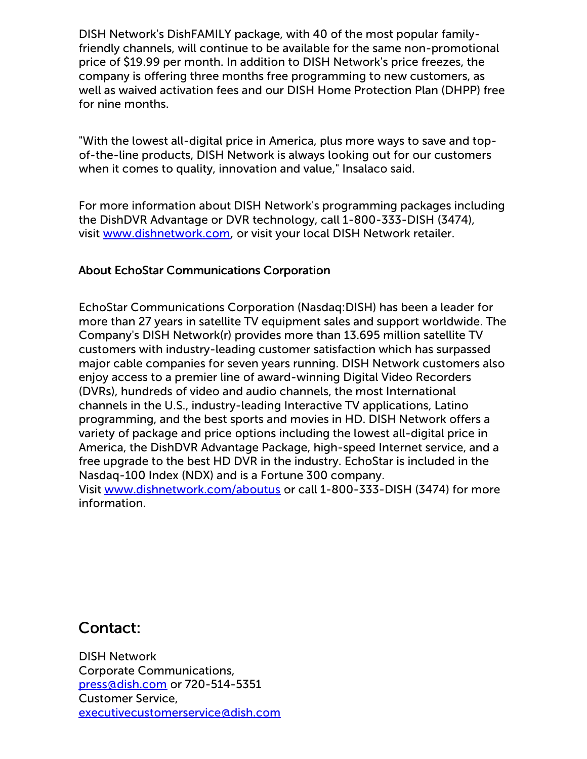DISH Network's DishFAMILY package, with 40 of the most popular family-friendly channels, will continue to be available for the same non-promotional price of $19.99 per month. In addition to DISH Network's price freezes, the company is offering three months free programming to new customers, as well as waived activation fees and our DISH Home Protection Plan (DHPP) free for nine months.

"With the lowest all-digital price in America, plus more ways to save and top-of-the-line products, DISH Network is always looking out for our customers when it comes to quality, innovation and value," Insalaco said.

For more information about DISH Network's programming packages including the DishDVR Advantage or DVR technology, call 1-800-333-DISH (3474), visit [www.dishnetwork.com](http://www.dishnetwork.com), or visit your local DISH Network retailer.

**About EchoStar Communications Corporation**

EchoStar Communications Corporation (Nasdaq:DISH) has been a leader for more than 27 years in satellite TV equipment sales and support worldwide. The Company's DISH Network(r) provides more than 13.695 million satellite TV customers with industry-leading customer satisfaction which has surpassed major cable companies for seven years running. DISH Network customers also enjoy access to a premier line of award-winning Digital Video Recorders (DVRs), hundreds of video and audio channels, the most International channels in the U.S., industry-leading Interactive TV applications, Latino programming, and the best sports and movies in HD. DISH Network offers a variety of package and price options including the lowest all-digital price in America, the DishDVR Advantage Package, high-speed Internet service, and a free upgrade to the best HD DVR in the industry. EchoStar is included in the Nasdaq-100 Index (NDX) and is a Fortune 300 company. Visit [www.dishnetwork.com/aboutus](http://www.dishnetwork.com/aboutus) or call 1-800-333-DISH (3474) for more information.

## Contact:

DISH Network
Corporate Communications,
[press@dish.com](mailto:press@dish.com) or 720-514-5351
Customer Service,
[executivecustomerservice@dish.com](mailto:executivecustomerservice@dish.com)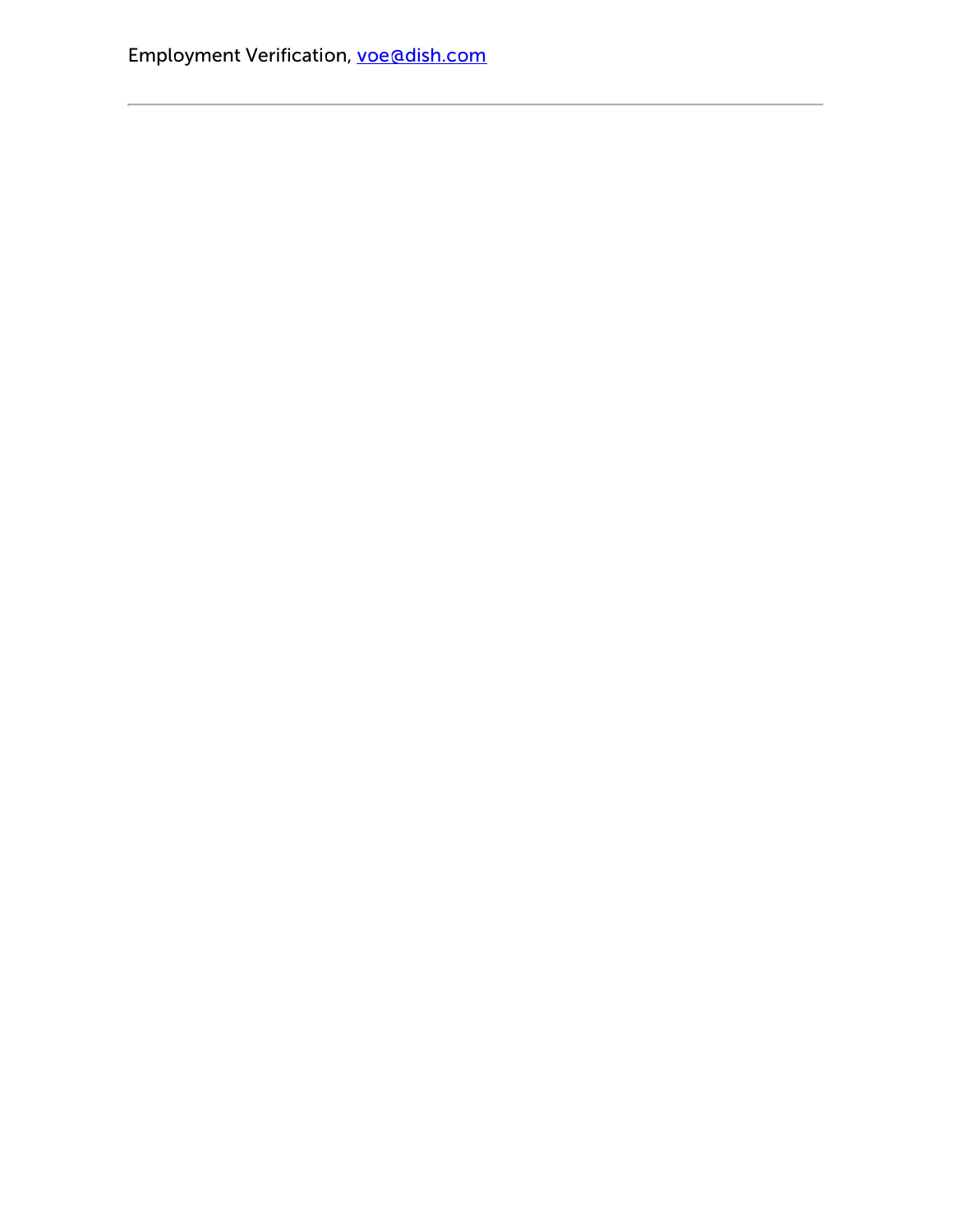Employment Verification, [voe@dish.com](mailto:voe@dish.com)

---